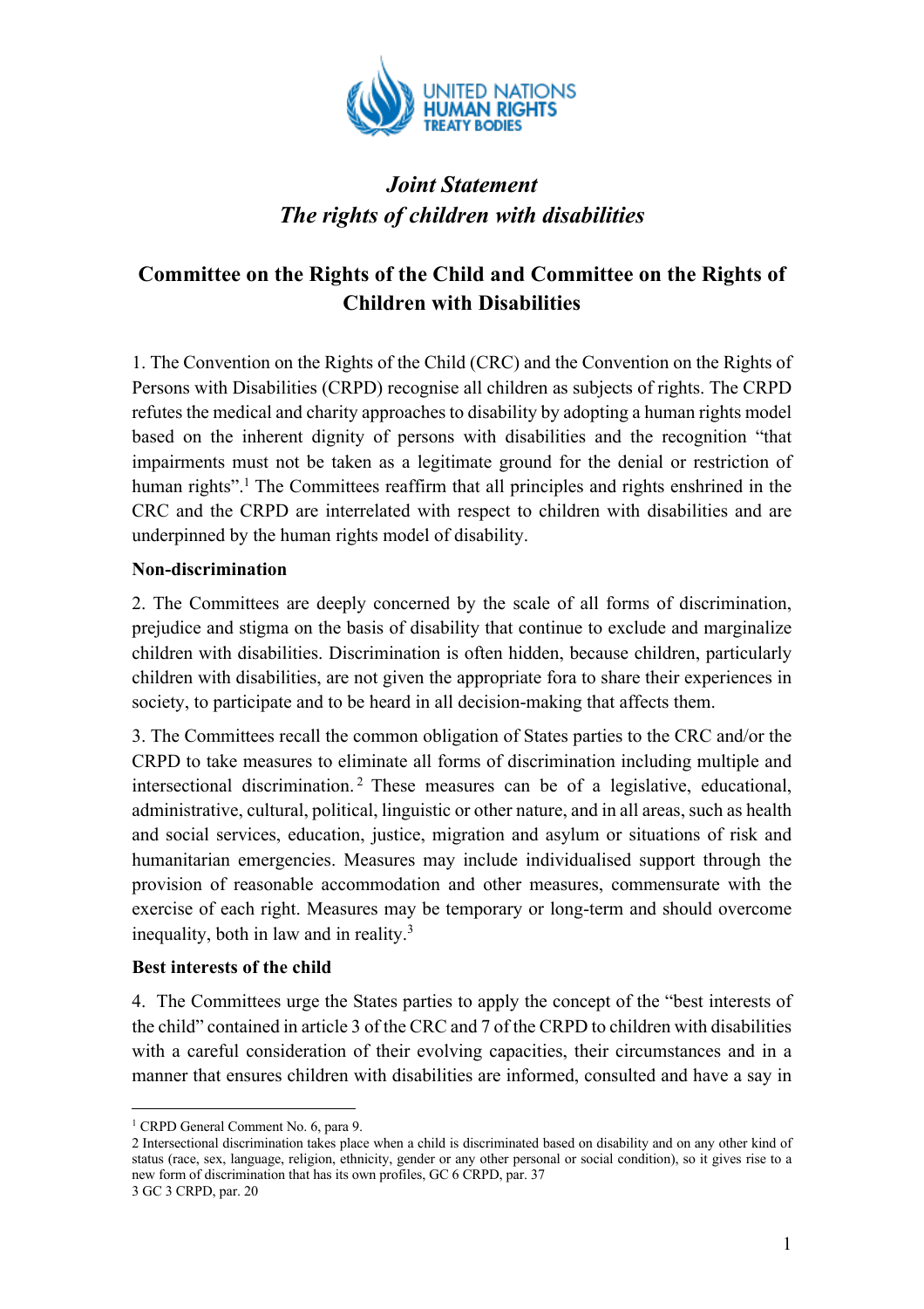UNITED NATIONS
HUMAN RIGHTS
TREATY BODIES

# *Joint Statement*
# *The rights of children with disabilities*

## Committee on the Rights of the Child and Committee on the Rights of Children with Disabilities

1. The Convention on the Rights of the Child (CRC) and the Convention on the Rights of Persons with Disabilities (CRPD) recognise all children as subjects of rights. The CRPD refutes the medical and charity approaches to disability by adopting a human rights model based on the inherent dignity of persons with disabilities and the recognition "that impairments must not be taken as a legitimate ground for the denial or restriction of human rights".[1] The Committees reaffirm that all principles and rights enshrined in the CRC and the CRPD are interrelated with respect to children with disabilities and are underpinned by the human rights model of disability.

**Non-discrimination**

2. The Committees are deeply concerned by the scale of all forms of discrimination, prejudice and stigma on the basis of disability that continue to exclude and marginalize children with disabilities. Discrimination is often hidden, because children, particularly children with disabilities, are not given the appropriate fora to share their experiences in society, to participate and to be heard in all decision-making that affects them.

3. The Committees recall the common obligation of States parties to the CRC and/or the CRPD to take measures to eliminate all forms of discrimination including multiple and intersectional discrimination.[2] These measures can be of a legislative, educational, administrative, cultural, political, linguistic or other nature, and in all areas, such as health and social services, education, justice, migration and asylum or situations of risk and humanitarian emergencies. Measures may include individualised support through the provision of reasonable accommodation and other measures, commensurate with the exercise of each right. Measures may be temporary or long-term and should overcome inequality, both in law and in reality.[3]

**Best interests of the child**

4. The Committees urge the States parties to apply the concept of the "best interests of the child" contained in article 3 of the CRC and 7 of the CRPD to children with disabilities with a careful consideration of their evolving capacities, their circumstances and in a manner that ensures children with disabilities are informed, consulted and have a say in

---

[1] CRPD General Comment No. 6, para 9.

2 Intersectional discrimination takes place when a child is discriminated based on disability and on any other kind of status (race, sex, language, religion, ethnicity, gender or any other personal or social condition), so it gives rise to a new form of discrimination that has its own profiles, GC 6 CRPD, par. 37

3 GC 3 CRPD, par. 20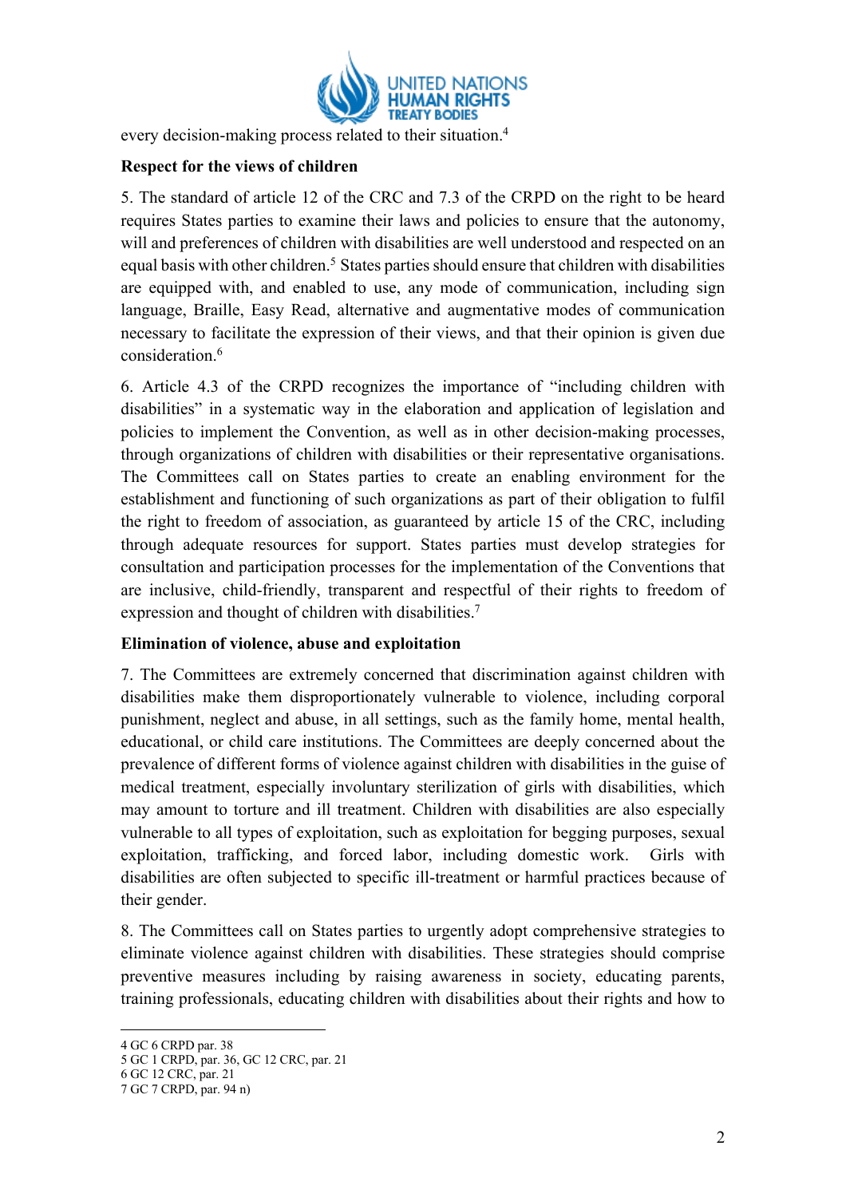every decision-making process related to their situation.[4]

**Respect for the views of children**

5. The standard of article 12 of the CRC and 7.3 of the CRPD on the right to be heard requires States parties to examine their laws and policies to ensure that the autonomy, will and preferences of children with disabilities are well understood and respected on an equal basis with other children.[5] States parties should ensure that children with disabilities are equipped with, and enabled to use, any mode of communication, including sign language, Braille, Easy Read, alternative and augmentative modes of communication necessary to facilitate the expression of their views, and that their opinion is given due consideration.[6]

6. Article 4.3 of the CRPD recognizes the importance of "including children with disabilities" in a systematic way in the elaboration and application of legislation and policies to implement the Convention, as well as in other decision-making processes, through organizations of children with disabilities or their representative organisations. The Committees call on States parties to create an enabling environment for the establishment and functioning of such organizations as part of their obligation to fulfil the right to freedom of association, as guaranteed by article 15 of the CRC, including through adequate resources for support. States parties must develop strategies for consultation and participation processes for the implementation of the Conventions that are inclusive, child-friendly, transparent and respectful of their rights to freedom of expression and thought of children with disabilities.[7]

**Elimination of violence, abuse and exploitation**

7. The Committees are extremely concerned that discrimination against children with disabilities make them disproportionately vulnerable to violence, including corporal punishment, neglect and abuse, in all settings, such as the family home, mental health, educational, or child care institutions. The Committees are deeply concerned about the prevalence of different forms of violence against children with disabilities in the guise of medical treatment, especially involuntary sterilization of girls with disabilities, which may amount to torture and ill treatment. Children with disabilities are also especially vulnerable to all types of exploitation, such as exploitation for begging purposes, sexual exploitation, trafficking, and forced labor, including domestic work. Girls with disabilities are often subjected to specific ill-treatment or harmful practices because of their gender.

8. The Committees call on States parties to urgently adopt comprehensive strategies to eliminate violence against children with disabilities. These strategies should comprise preventive measures including by raising awareness in society, educating parents, training professionals, educating children with disabilities about their rights and how to

---

4 GC 6 CRPD par. 38

5 GC 1 CRPD, par. 36, GC 12 CRC, par. 21

6 GC 12 CRC, par. 21

7 GC 7 CRPD, par. 94 n)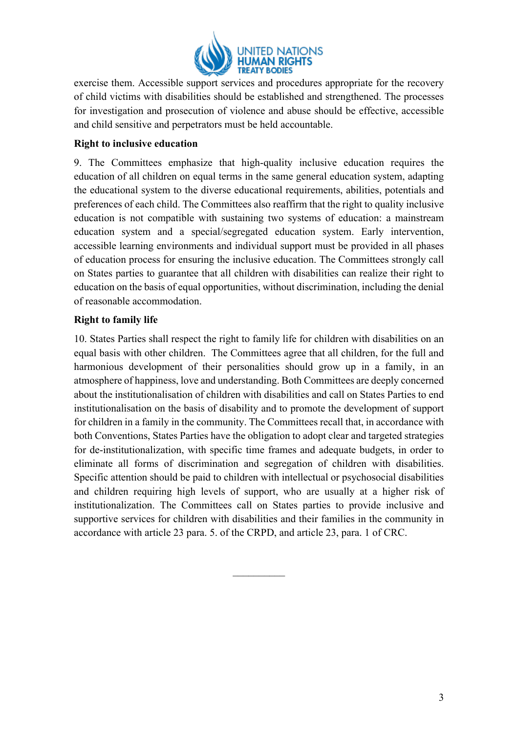exercise them. Accessible support services and procedures appropriate for the recovery of child victims with disabilities should be established and strengthened. The processes for investigation and prosecution of violence and abuse should be effective, accessible and child sensitive and perpetrators must be held accountable.

**Right to inclusive education**

9. The Committees emphasize that high-quality inclusive education requires the education of all children on equal terms in the same general education system, adapting the educational system to the diverse educational requirements, abilities, potentials and preferences of each child. The Committees also reaffirm that the right to quality inclusive education is not compatible with sustaining two systems of education: a mainstream education system and a special/segregated education system. Early intervention, accessible learning environments and individual support must be provided in all phases of education process for ensuring the inclusive education. The Committees strongly call on States parties to guarantee that all children with disabilities can realize their right to education on the basis of equal opportunities, without discrimination, including the denial of reasonable accommodation.

**Right to family life**

10. States Parties shall respect the right to family life for children with disabilities on an equal basis with other children. The Committees agree that all children, for the full and harmonious development of their personalities should grow up in a family, in an atmosphere of happiness, love and understanding. Both Committees are deeply concerned about the institutionalisation of children with disabilities and call on States Parties to end institutionalisation on the basis of disability and to promote the development of support for children in a family in the community. The Committees recall that, in accordance with both Conventions, States Parties have the obligation to adopt clear and targeted strategies for de-institutionalization, with specific time frames and adequate budgets, in order to eliminate all forms of discrimination and segregation of children with disabilities. Specific attention should be paid to children with intellectual or psychosocial disabilities and children requiring high levels of support, who are usually at a higher risk of institutionalization. The Committees call on States parties to provide inclusive and supportive services for children with disabilities and their families in the community in accordance with article 23 para. 5. of the CRPD, and article 23, para. 1 of CRC.